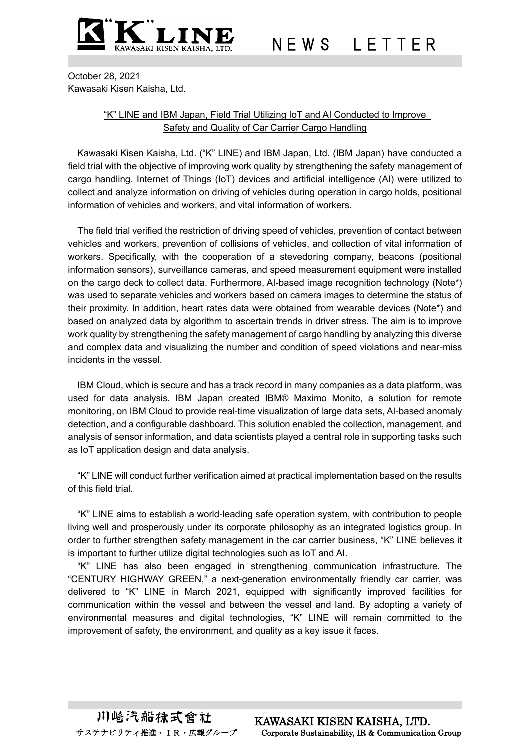# NEWS LETTER

October 28, 2021
Kawasaki Kisen Kaisha, Ltd.

## "K" LINE and IBM Japan, Field Trial Utilizing IoT and AI Conducted to Improve Safety and Quality of Car Carrier Cargo Handling

Kawasaki Kisen Kaisha, Ltd. ("K" LINE) and IBM Japan, Ltd. (IBM Japan) have conducted a field trial with the objective of improving work quality by strengthening the safety management of cargo handling. Internet of Things (IoT) devices and artificial intelligence (AI) were utilized to collect and analyze information on driving of vehicles during operation in cargo holds, positional information of vehicles and workers, and vital information of workers.

The field trial verified the restriction of driving speed of vehicles, prevention of contact between vehicles and workers, prevention of collisions of vehicles, and collection of vital information of workers. Specifically, with the cooperation of a stevedoring company, beacons (positional information sensors), surveillance cameras, and speed measurement equipment were installed on the cargo deck to collect data. Furthermore, AI-based image recognition technology (Note*) was used to separate vehicles and workers based on camera images to determine the status of their proximity. In addition, heart rates data were obtained from wearable devices (Note*) and based on analyzed data by algorithm to ascertain trends in driver stress. The aim is to improve work quality by strengthening the safety management of cargo handling by analyzing this diverse and complex data and visualizing the number and condition of speed violations and near-miss incidents in the vessel.

IBM Cloud, which is secure and has a track record in many companies as a data platform, was used for data analysis. IBM Japan created IBM® Maximo Monito, a solution for remote monitoring, on IBM Cloud to provide real-time visualization of large data sets, AI-based anomaly detection, and a configurable dashboard. This solution enabled the collection, management, and analysis of sensor information, and data scientists played a central role in supporting tasks such as IoT application design and data analysis.

"K" LINE will conduct further verification aimed at practical implementation based on the results of this field trial.

"K" LINE aims to establish a world-leading safe operation system, with contribution to people living well and prosperously under its corporate philosophy as an integrated logistics group. In order to further strengthen safety management in the car carrier business, "K" LINE believes it is important to further utilize digital technologies such as IoT and AI.

"K" LINE has also been engaged in strengthening communication infrastructure. The "CENTURY HIGHWAY GREEN," a next-generation environmentally friendly car carrier, was delivered to "K" LINE in March 2021, equipped with significantly improved facilities for communication within the vessel and between the vessel and land. By adopting a variety of environmental measures and digital technologies, "K" LINE will remain committed to the improvement of safety, the environment, and quality as a key issue it faces.

川崎汽船株式會社
サステナビリティ推進・ＩＲ・広報グループ

KAWASAKI KISEN KAISHA, LTD.
Corporate Sustainability, IR & Communication Group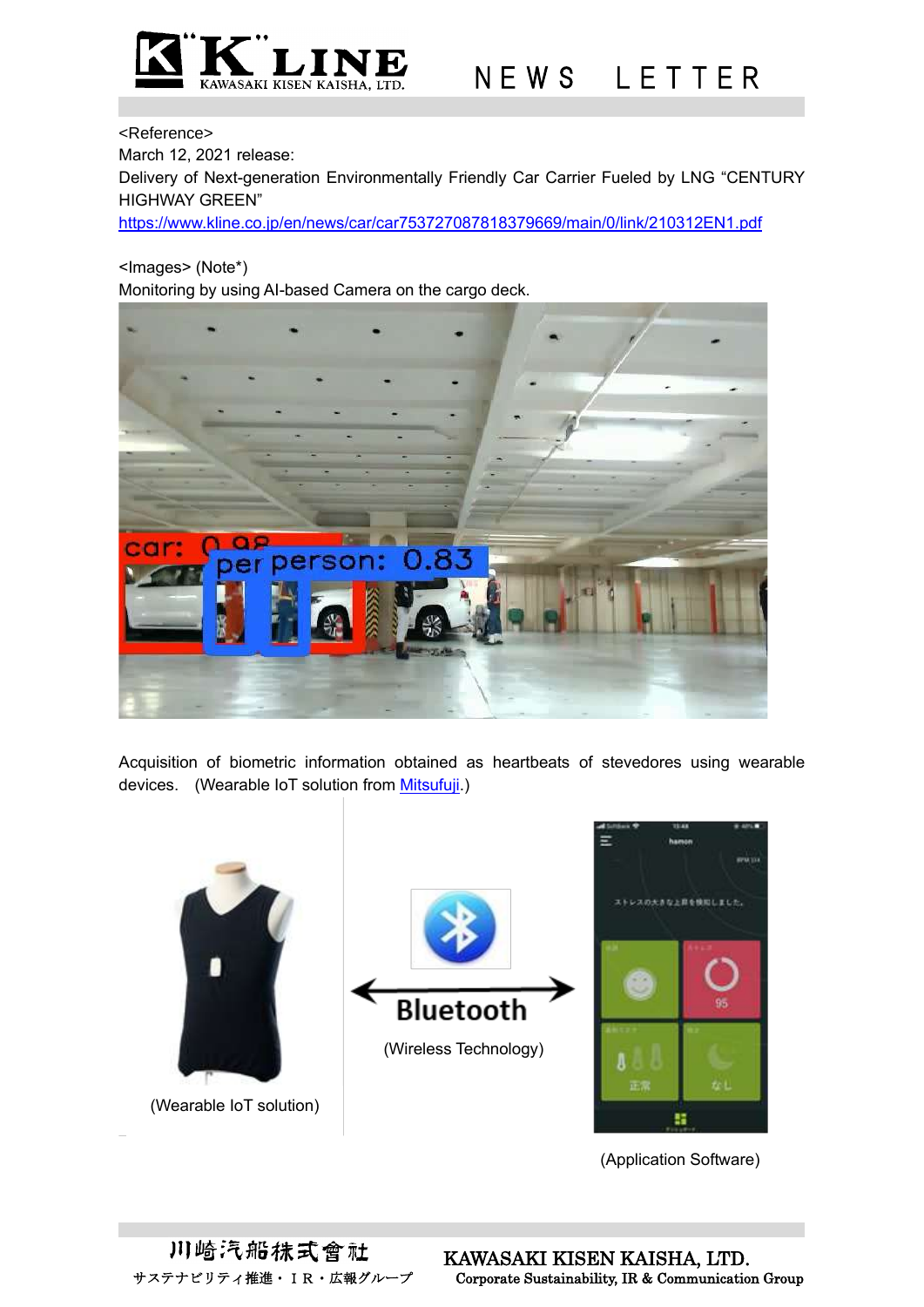<Reference>
March 12, 2021 release:
Delivery of Next-generation Environmentally Friendly Car Carrier Fueled by LNG "CENTURY HIGHWAY GREEN"
https://www.kline.co.jp/en/news/car/car753727087818379669/main/0/link/210312EN1.pdf

<Images> (Note*)
Monitoring by using AI-based Camera on the cargo deck.

Acquisition of biometric information obtained as heartbeats of stevedores using wearable devices. (Wearable IoT solution from Mitsufuji.)

(Wearable IoT solution)

Bluetooth

(Wireless Technology)

(Application Software)

川崎汽船株式會社
サステナビリティ推進・ＩＲ・広報グループ

KAWASAKI KISEN KAISHA, LTD.
Corporate Sustainability, IR & Communication Group